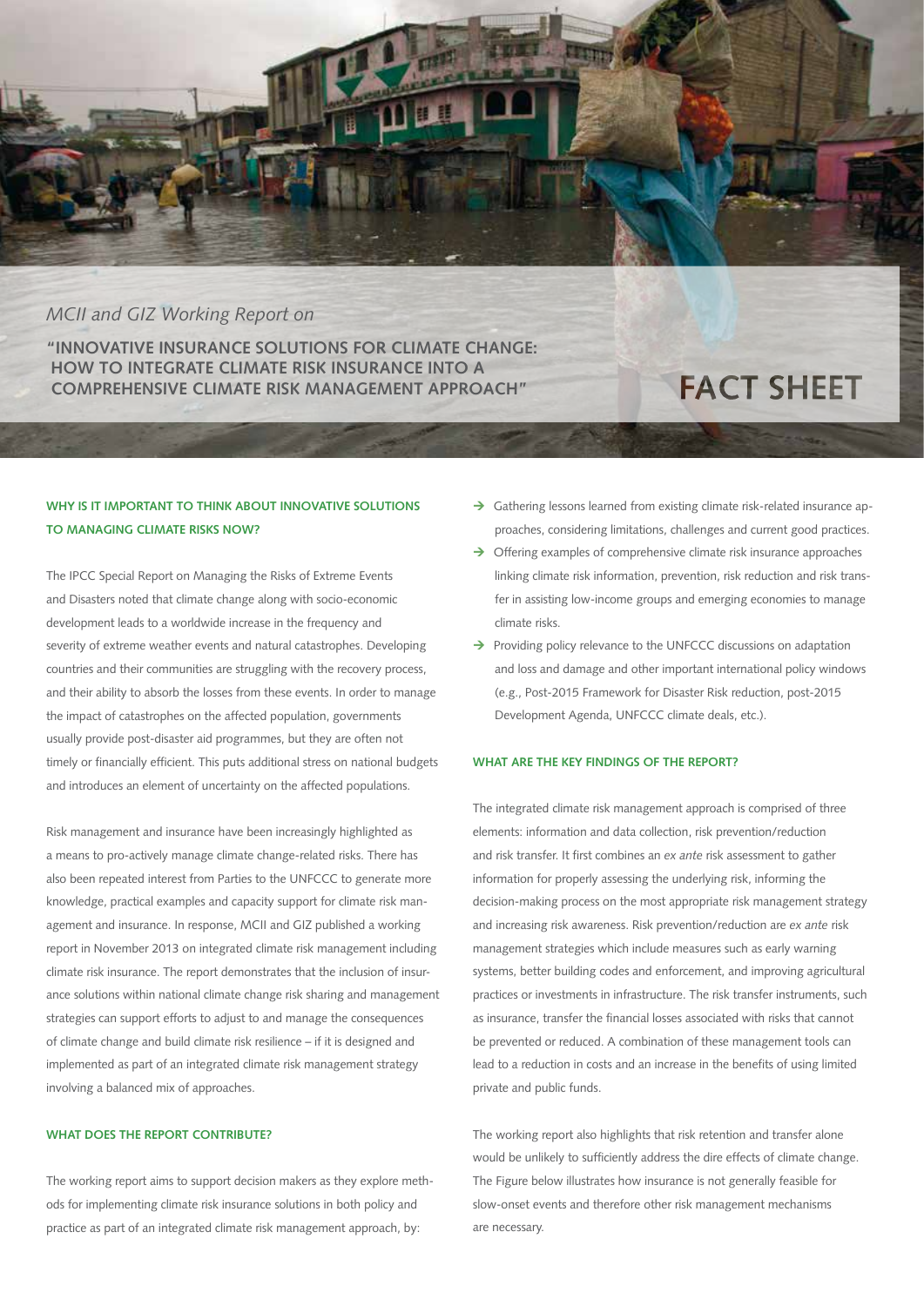*MCII and GIZ Working Report on*

# "INNOVATIVE INSURANCE SOLUTIONS FOR CLIMATE CHANGE: HOW TO INTEGRATE CLIMATE RISK INSURANCE INTO A COMPREHENSIVE CLIMATE RISK MANAGEMENT APPROACH"

# FACT SHEET

### WHY IS IT IMPORTANT TO THINK ABOUT INNOVATIVE SOLUTIONS TO MANAGING CLIMATE RISKS NOW?

The IPCC Special Report on Managing the Risks of Extreme Events and Disasters noted that climate change along with socio-economic development leads to a worldwide increase in the frequency and severity of extreme weather events and natural catastrophes. Developing countries and their communities are struggling with the recovery process, and their ability to absorb the losses from these events. In order to manage the impact of catastrophes on the affected population, governments usually provide post-disaster aid programmes, but they are often not timely or financially efficient. This puts additional stress on national budgets and introduces an element of uncertainty on the affected populations.

Risk management and insurance have been increasingly highlighted as a means to pro-actively manage climate change-related risks. There has also been repeated interest from Parties to the UNFCCC to generate more knowledge, practical examples and capacity support for climate risk management and insurance. In response, MCII and GIZ published a working report in November 2013 on integrated climate risk management including climate risk insurance. The report demonstrates that the inclusion of insurance solutions within national climate change risk sharing and management strategies can support efforts to adjust to and manage the consequences of climate change and build climate risk resilience – if it is designed and implemented as part of an integrated climate risk management strategy involving a balanced mix of approaches.

### WHAT DOES THE REPORT CONTRIBUTE?

The working report aims to support decision makers as they explore methods for implementing climate risk insurance solutions in both policy and practice as part of an integrated climate risk management approach, by:

- Gathering lessons learned from existing climate risk-related insurance approaches, considering limitations, challenges and current good practices.
- Offering examples of comprehensive climate risk insurance approaches linking climate risk information, prevention, risk reduction and risk transfer in assisting low-income groups and emerging economies to manage climate risks.
- Providing policy relevance to the UNFCCC discussions on adaptation and loss and damage and other important international policy windows (e.g., Post-2015 Framework for Disaster Risk reduction, post-2015 Development Agenda, UNFCCC climate deals, etc.).

### WHAT ARE THE KEY FINDINGS OF THE REPORT?

The integrated climate risk management approach is comprised of three elements: information and data collection, risk prevention/reduction and risk transfer. It first combines an *ex ante* risk assessment to gather information for properly assessing the underlying risk, informing the decision-making process on the most appropriate risk management strategy and increasing risk awareness. Risk prevention/reduction are *ex ante* risk management strategies which include measures such as early warning systems, better building codes and enforcement, and improving agricultural practices or investments in infrastructure. The risk transfer instruments, such as insurance, transfer the financial losses associated with risks that cannot be prevented or reduced. A combination of these management tools can lead to a reduction in costs and an increase in the benefits of using limited private and public funds.

The working report also highlights that risk retention and transfer alone would be unlikely to sufficiently address the dire effects of climate change. The Figure below illustrates how insurance is not generally feasible for slow-onset events and therefore other risk management mechanisms are necessary.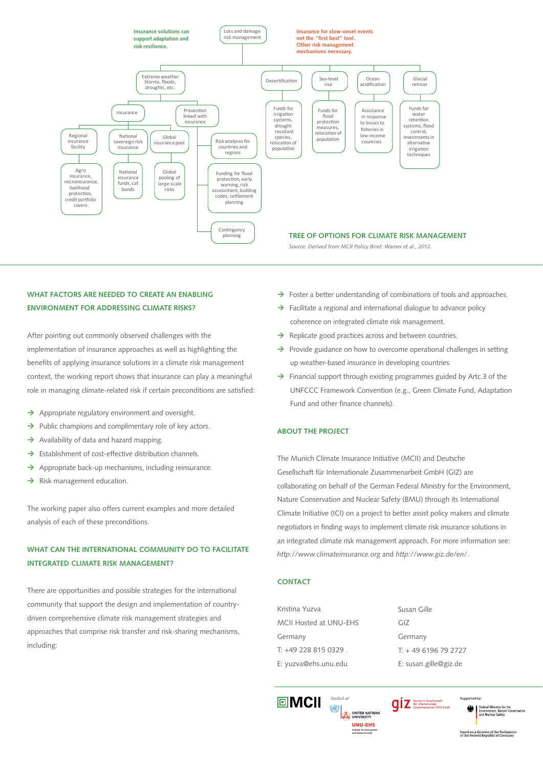Insurance solutions can support adaptation and risk resilience.

Loss and damage risk management

Insurance for slow-onset events not the "first best" tool. Other risk management mechanisms necessary.

Extreme weather Storms, floods, droughts, etc.

Insurance

Prevention linked with insurance

Regional insurance facility

National sovereign risk insurance

Global insurance pool

Risk analyses for countries and regions

Agro insurance, microinsurance, livelihood protection, credit portfolio covers

National insurance funds, cat bonds

Global pooling of large-scale risks

Funding for flood protection, early warning, risk assessment, building codes, settlement planning

Contingency planning

Desertification

Funds for irrigation systems, drought resistant species, relocation of population

Sea-level rise

Funds for flood protection measures, relocation of population

Ocean acidification

Assistance in response to losses to fisheries in low-income countries

Glacial retreat

Funds for water retention systems, flood control, investments in alternative irrigation techniques

**TREE OF OPTIONS FOR CLIMATE RISK MANAGEMENT**

*Source: Derived from MCII Policy Brief: Warner et al., 2012.*

## WHAT FACTORS ARE NEEDED TO CREATE AN ENABLING ENVIRONMENT FOR ADDRESSING CLIMATE RISKS?

After pointing out commonly observed challenges with the implementation of insurance approaches as well as highlighting the benefits of applying insurance solutions in a climate risk management context, the working report shows that insurance can play a meaningful role in managing climate-related risk if certain preconditions are satisfied:

- → Appropriate regulatory environment and oversight.
- → Public champions and complimentary role of key actors.
- → Availability of data and hazard mapping.
- → Establishment of cost-effective distribution channels.
- → Appropriate back-up mechanisms, including reinsurance.
- → Risk management education.

The working paper also offers current examples and more detailed analysis of each of these preconditions.

## WHAT CAN THE INTERNATIONAL COMMUNITY DO TO FACILITATE INTEGRATED CLIMATE RISK MANAGEMENT?

There are opportunities and possible strategies for the international community that support the design and implementation of country-driven comprehensive climate risk management strategies and approaches that comprise risk transfer and risk-sharing mechanisms, including:

- → Foster a better understanding of combinations of tools and approaches.
- → Facilitate a regional and international dialogue to advance policy coherence on integrated climate risk management.
- → Replicate good practices across and between countries.
- → Provide guidance on how to overcome operational challenges in setting up weather-based insurance in developing countries.
- → Financial support through existing programmes guided by Artc.3 of the UNFCCC Framework Convention (e.g., Green Climate Fund, Adaptation Fund and other finance channels).

## ABOUT THE PROJECT

The Munich Climate Insurance Initiative (MCII) and Deutsche Gesellschaft für Internationale Zusammenarbeit GmbH (GIZ) are collaborating on behalf of the German Federal Ministry for the Environment, Nature Conservation and Nuclear Safety (BMU) through its International Climate Initiative (ICI) on a project to better assist policy makers and climate negotiators in finding ways to implement climate risk insurance solutions in an integrated climate risk management approach. For more information see: *http://www.climateinsurance.org* and *http://www.giz.de/en/*.

## CONTACT

Kristina Yuzva
MCII Hosted at UNU-EHS
Germany
T: +49 228 815 0329 .
E: yuzva@ehs.unu.edu

Susan Gille
GIZ
Germany
T: + 49 6196 79 2727
E: susan.gille@giz.de

MCII *hosted at* UNITED NATIONS UNIVERSITY UNU-EHS Institute for Environment and Human Security

giz Deutsche Gesellschaft für Internationale Zusammenarbeit (GIZ) GmbH

Supported by: Federal Ministry for the Environment, Nature Conservation and Nuclear Safety

based on a decision of the Parliament of the Federal Republic of Germany